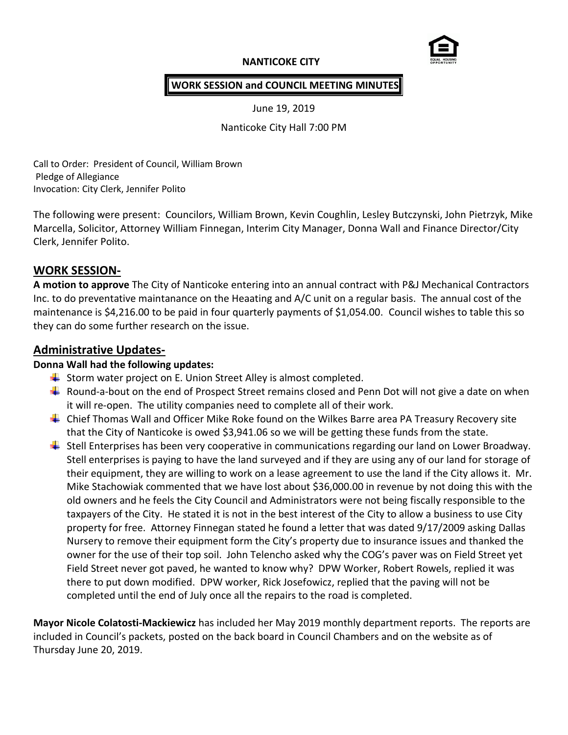**NANTICOKE CITY**

**WORK SESSION and COUNCIL MEETING MINUTES**

June 19, 2019

Nanticoke City Hall 7:00 PM

Call to Order: President of Council, William Brown
Pledge of Allegiance
Invocation: City Clerk, Jennifer Polito

The following were present: Councilors, William Brown, Kevin Coughlin, Lesley Butczynski, John Pietrzyk, Mike Marcella, Solicitor, Attorney William Finnegan, Interim City Manager, Donna Wall and Finance Director/City Clerk, Jennifer Polito.

## WORK SESSION-

**A motion to approve** The City of Nanticoke entering into an annual contract with P&J Mechanical Contractors Inc. to do preventative maintanance on the Heaating and A/C unit on a regular basis. The annual cost of the maintenance is $4,216.00 to be paid in four quarterly payments of $1,054.00. Council wishes to table this so they can do some further research on the issue.

## Administrative Updates-

**Donna Wall had the following updates:**

- Storm water project on E. Union Street Alley is almost completed.
- Round-a-bout on the end of Prospect Street remains closed and Penn Dot will not give a date on when it will re-open. The utility companies need to complete all of their work.
- Chief Thomas Wall and Officer Mike Roke found on the Wilkes Barre area PA Treasury Recovery site that the City of Nanticoke is owed $3,941.06 so we will be getting these funds from the state.
- Stell Enterprises has been very cooperative in communications regarding our land on Lower Broadway. Stell enterprises is paying to have the land surveyed and if they are using any of our land for storage of their equipment, they are willing to work on a lease agreement to use the land if the City allows it. Mr. Mike Stachowiak commented that we have lost about $36,000.00 in revenue by not doing this with the old owners and he feels the City Council and Administrators were not being fiscally responsible to the taxpayers of the City. He stated it is not in the best interest of the City to allow a business to use City property for free. Attorney Finnegan stated he found a letter that was dated 9/17/2009 asking Dallas Nursery to remove their equipment form the City's property due to insurance issues and thanked the owner for the use of their top soil. John Telencho asked why the COG's paver was on Field Street yet Field Street never got paved, he wanted to know why? DPW Worker, Robert Rowels, replied it was there to put down modified. DPW worker, Rick Josefowicz, replied that the paving will not be completed until the end of July once all the repairs to the road is completed.

**Mayor Nicole Colatosti-Mackiewicz** has included her May 2019 monthly department reports. The reports are included in Council's packets, posted on the back board in Council Chambers and on the website as of Thursday June 20, 2019.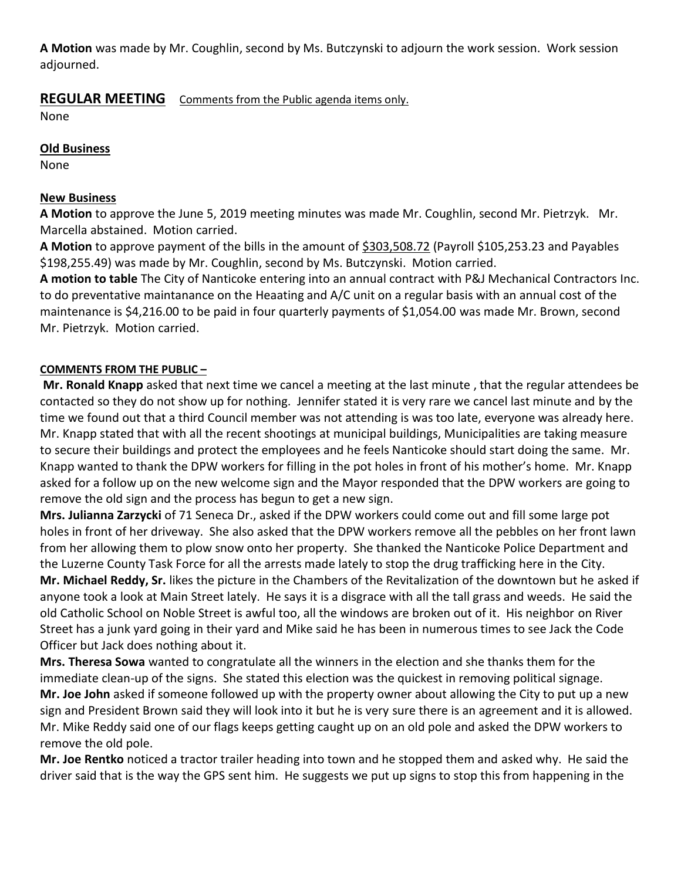**A Motion** was made by Mr. Coughlin, second by Ms. Butczynski to adjourn the work session. Work session adjourned.

## REGULAR MEETING

Comments from the Public agenda items only.

None

**Old Business**

None

**New Business**

**A Motion** to approve the June 5, 2019 meeting minutes was made Mr. Coughlin, second Mr. Pietrzyk. Mr. Marcella abstained. Motion carried.

**A Motion** to approve payment of the bills in the amount of $303,508.72 (Payroll $105,253.23 and Payables $198,255.49) was made by Mr. Coughlin, second by Ms. Butczynski. Motion carried.

**A motion to table** The City of Nanticoke entering into an annual contract with P&J Mechanical Contractors Inc. to do preventative maintanance on the Heaating and A/C unit on a regular basis with an annual cost of the maintenance is $4,216.00 to be paid in four quarterly payments of $1,054.00 was made Mr. Brown, second Mr. Pietrzyk. Motion carried.

**COMMENTS FROM THE PUBLIC –**

**Mr. Ronald Knapp** asked that next time we cancel a meeting at the last minute , that the regular attendees be contacted so they do not show up for nothing. Jennifer stated it is very rare we cancel last minute and by the time we found out that a third Council member was not attending is was too late, everyone was already here. Mr. Knapp stated that with all the recent shootings at municipal buildings, Municipalities are taking measure to secure their buildings and protect the employees and he feels Nanticoke should start doing the same. Mr. Knapp wanted to thank the DPW workers for filling in the pot holes in front of his mother's home. Mr. Knapp asked for a follow up on the new welcome sign and the Mayor responded that the DPW workers are going to remove the old sign and the process has begun to get a new sign.

**Mrs. Julianna Zarzycki** of 71 Seneca Dr., asked if the DPW workers could come out and fill some large pot holes in front of her driveway. She also asked that the DPW workers remove all the pebbles on her front lawn from her allowing them to plow snow onto her property. She thanked the Nanticoke Police Department and the Luzerne County Task Force for all the arrests made lately to stop the drug trafficking here in the City.

**Mr. Michael Reddy, Sr.** likes the picture in the Chambers of the Revitalization of the downtown but he asked if anyone took a look at Main Street lately. He says it is a disgrace with all the tall grass and weeds. He said the old Catholic School on Noble Street is awful too, all the windows are broken out of it. His neighbor on River Street has a junk yard going in their yard and Mike said he has been in numerous times to see Jack the Code Officer but Jack does nothing about it.

**Mrs. Theresa Sowa** wanted to congratulate all the winners in the election and she thanks them for the immediate clean-up of the signs. She stated this election was the quickest in removing political signage.

**Mr. Joe John** asked if someone followed up with the property owner about allowing the City to put up a new sign and President Brown said they will look into it but he is very sure there is an agreement and it is allowed. Mr. Mike Reddy said one of our flags keeps getting caught up on an old pole and asked the DPW workers to remove the old pole.

**Mr. Joe Rentko** noticed a tractor trailer heading into town and he stopped them and asked why. He said the driver said that is the way the GPS sent him. He suggests we put up signs to stop this from happening in the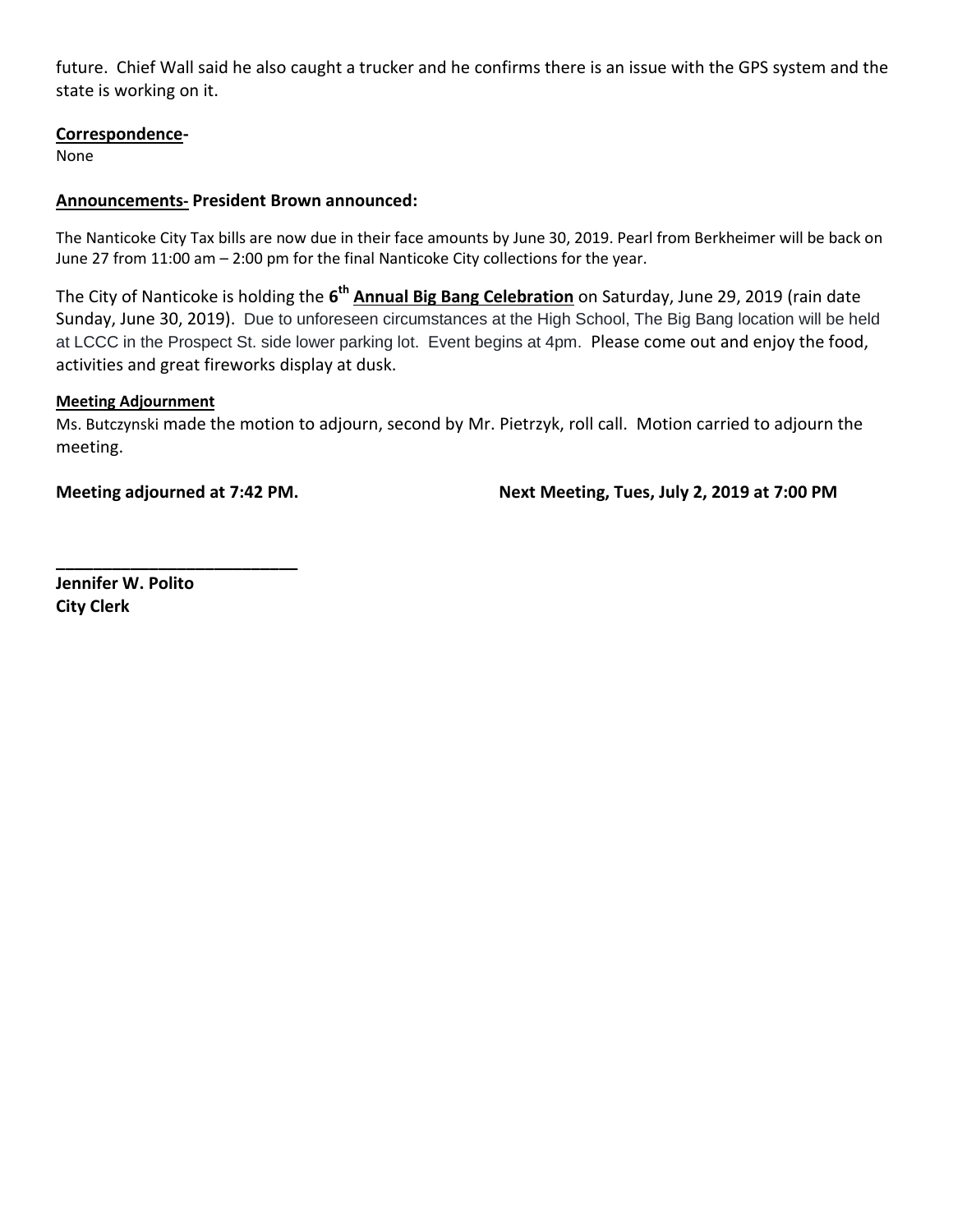future. Chief Wall said he also caught a trucker and he confirms there is an issue with the GPS system and the state is working on it.

**Correspondence-**

None

**Announcements- President Brown announced:**

The Nanticoke City Tax bills are now due in their face amounts by June 30, 2019. Pearl from Berkheimer will be back on June 27 from 11:00 am – 2:00 pm for the final Nanticoke City collections for the year.

The City of Nanticoke is holding the **6th Annual Big Bang Celebration** on Saturday, June 29, 2019 (rain date Sunday, June 30, 2019). Due to unforeseen circumstances at the High School, The Big Bang location will be held at LCCC in the Prospect St. side lower parking lot. Event begins at 4pm. Please come out and enjoy the food, activities and great fireworks display at dusk.

**Meeting Adjournment**

Ms. Butczynski made the motion to adjourn, second by Mr. Pietrzyk, roll call. Motion carried to adjourn the meeting.

**Meeting adjourned at 7:42 PM.** **Next Meeting, Tues, July 2, 2019 at 7:00 PM**

\_\_\_\_\_\_\_\_\_\_\_\_\_\_\_\_\_\_\_\_\_\_\_\_\_\_

**Jennifer W. Polito**
**City Clerk**